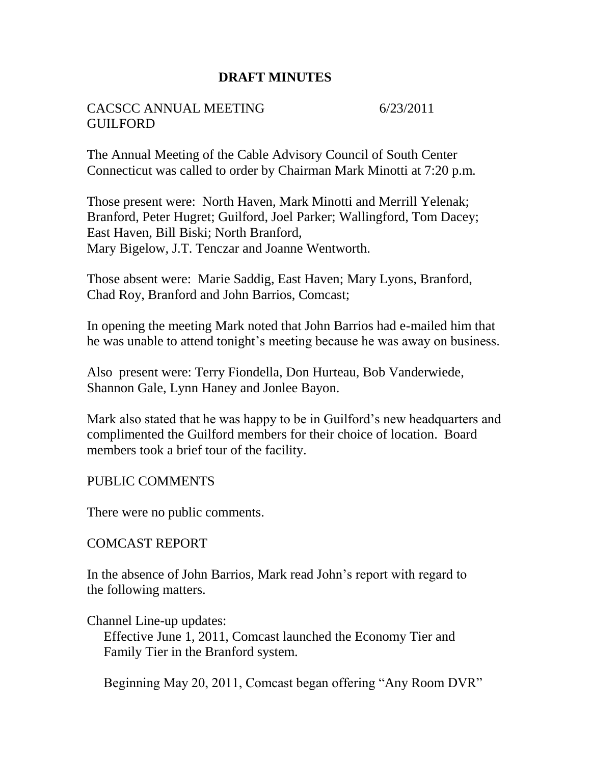# DRAFT MINUTES

CACSCC ANNUAL MEETING 6/23/2011
GUILFORD

The Annual Meeting of the Cable Advisory Council of South Center Connecticut was called to order by Chairman Mark Minotti at 7:20 p.m.

Those present were: North Haven, Mark Minotti and Merrill Yelenak; Branford, Peter Hugret; Guilford, Joel Parker; Wallingford, Tom Dacey; East Haven, Bill Biski; North Branford, Mary Bigelow, J.T. Tenczar and Joanne Wentworth.

Those absent were: Marie Saddig, East Haven; Mary Lyons, Branford, Chad Roy, Branford and John Barrios, Comcast;

In opening the meeting Mark noted that John Barrios had e-mailed him that he was unable to attend tonight's meeting because he was away on business.

Also present were: Terry Fiondella, Don Hurteau, Bob Vanderwiede, Shannon Gale, Lynn Haney and Jonlee Bayon.

Mark also stated that he was happy to be in Guilford's new headquarters and complimented the Guilford members for their choice of location. Board members took a brief tour of the facility.

PUBLIC COMMENTS

There were no public comments.

COMCAST REPORT

In the absence of John Barrios, Mark read John's report with regard to the following matters.

Channel Line-up updates:

Effective June 1, 2011, Comcast launched the Economy Tier and Family Tier in the Branford system.

Beginning May 20, 2011, Comcast began offering "Any Room DVR"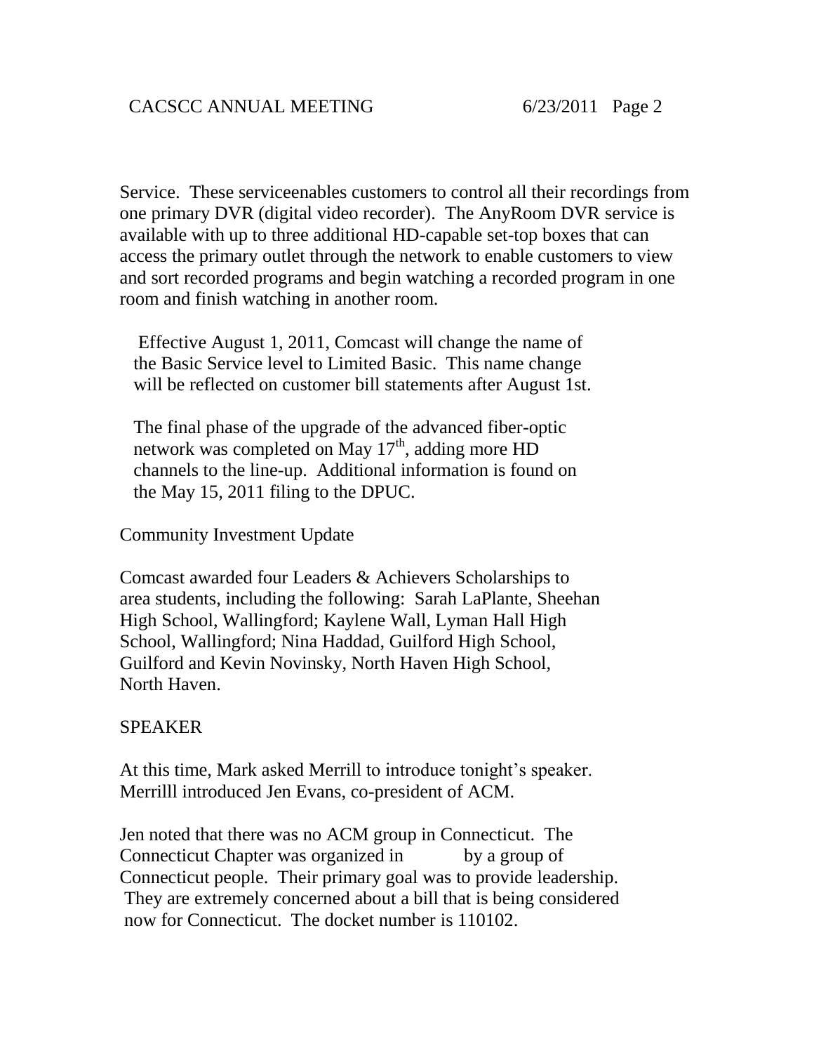Service. These serviceenables customers to control all their recordings from one primary DVR (digital video recorder). The AnyRoom DVR service is available with up to three additional HD-capable set-top boxes that can access the primary outlet through the network to enable customers to view and sort recorded programs and begin watching a recorded program in one room and finish watching in another room.

Effective August 1, 2011, Comcast will change the name of the Basic Service level to Limited Basic. This name change will be reflected on customer bill statements after August 1st.

The final phase of the upgrade of the advanced fiber-optic network was completed on May 17th, adding more HD channels to the line-up. Additional information is found on the May 15, 2011 filing to the DPUC.

Community Investment Update

Comcast awarded four Leaders & Achievers Scholarships to area students, including the following: Sarah LaPlante, Sheehan High School, Wallingford; Kaylene Wall, Lyman Hall High School, Wallingford; Nina Haddad, Guilford High School, Guilford and Kevin Novinsky, North Haven High School, North Haven.

SPEAKER

At this time, Mark asked Merrill to introduce tonight's speaker. Merrilll introduced Jen Evans, co-president of ACM.

Jen noted that there was no ACM group in Connecticut. The Connecticut Chapter was organized in by a group of Connecticut people. Their primary goal was to provide leadership. They are extremely concerned about a bill that is being considered now for Connecticut. The docket number is 110102.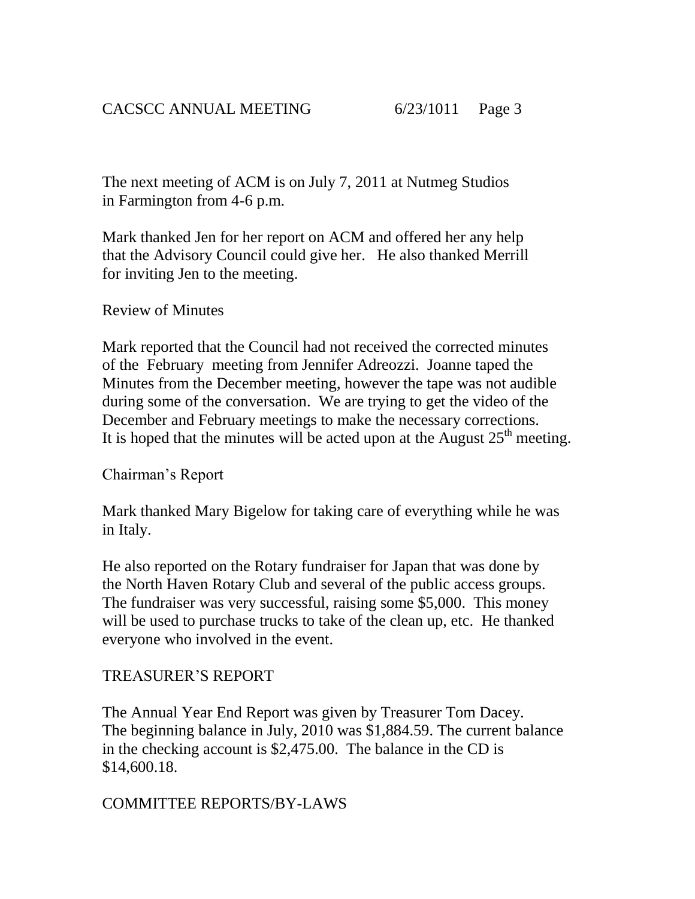The next meeting of ACM is on July 7, 2011 at Nutmeg Studios in Farmington from 4-6 p.m.

Mark thanked Jen for her report on ACM and offered her any help that the Advisory Council could give her. He also thanked Merrill for inviting Jen to the meeting.

Review of Minutes

Mark reported that the Council had not received the corrected minutes of the February meeting from Jennifer Adreozzi. Joanne taped the Minutes from the December meeting, however the tape was not audible during some of the conversation. We are trying to get the video of the December and February meetings to make the necessary corrections. It is hoped that the minutes will be acted upon at the August 25th meeting.

Chairman's Report

Mark thanked Mary Bigelow for taking care of everything while he was in Italy.

He also reported on the Rotary fundraiser for Japan that was done by the North Haven Rotary Club and several of the public access groups. The fundraiser was very successful, raising some $5,000. This money will be used to purchase trucks to take of the clean up, etc. He thanked everyone who involved in the event.

TREASURER'S REPORT

The Annual Year End Report was given by Treasurer Tom Dacey. The beginning balance in July, 2010 was $1,884.59. The current balance in the checking account is $2,475.00. The balance in the CD is $14,600.18.

COMMITTEE REPORTS/BY-LAWS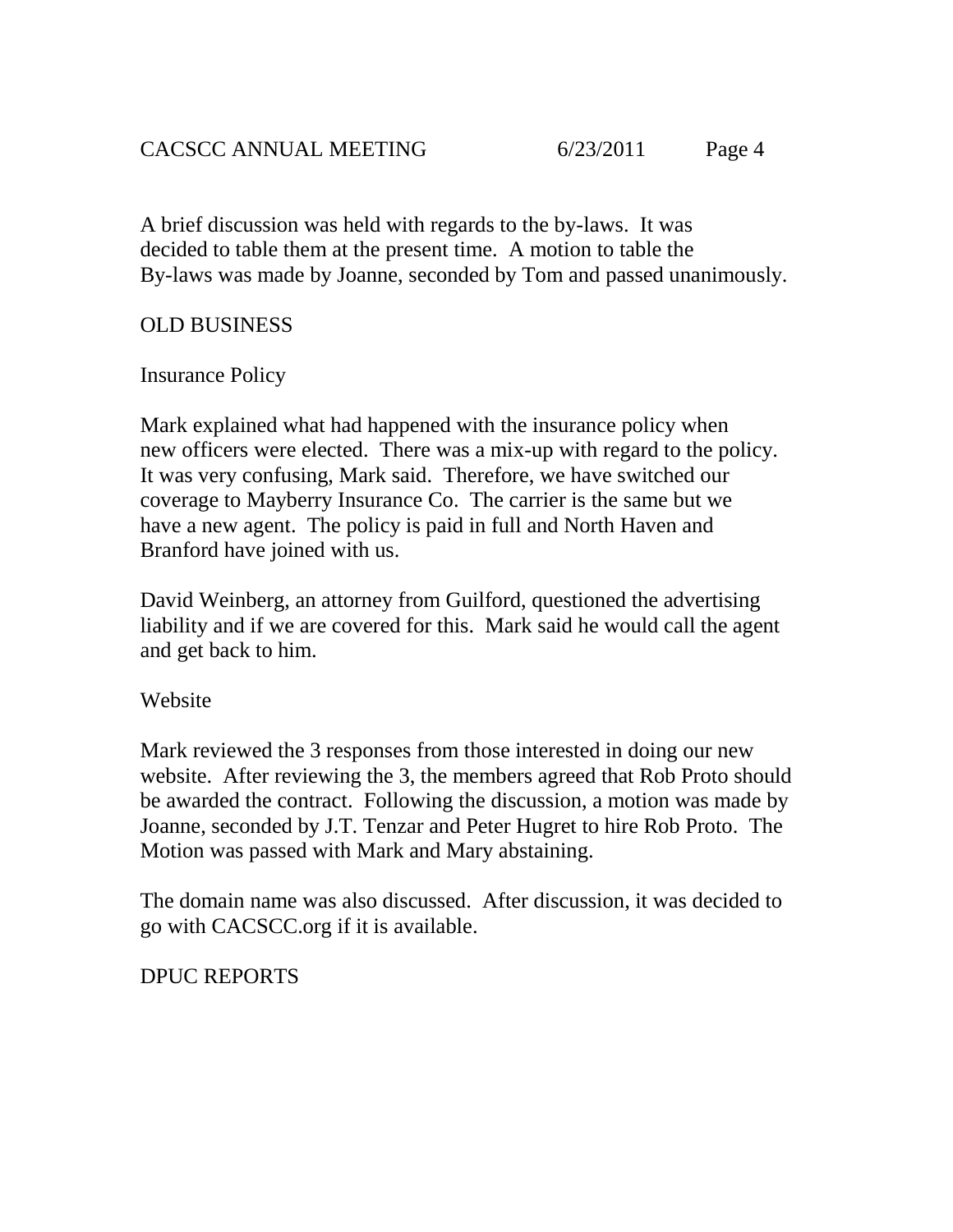A brief discussion was held with regards to the by-laws. It was decided to table them at the present time. A motion to table the By-laws was made by Joanne, seconded by Tom and passed unanimously.

## OLD BUSINESS

### Insurance Policy

Mark explained what had happened with the insurance policy when new officers were elected. There was a mix-up with regard to the policy. It was very confusing, Mark said. Therefore, we have switched our coverage to Mayberry Insurance Co. The carrier is the same but we have a new agent. The policy is paid in full and North Haven and Branford have joined with us.

David Weinberg, an attorney from Guilford, questioned the advertising liability and if we are covered for this. Mark said he would call the agent and get back to him.

### Website

Mark reviewed the 3 responses from those interested in doing our new website. After reviewing the 3, the members agreed that Rob Proto should be awarded the contract. Following the discussion, a motion was made by Joanne, seconded by J.T. Tenzar and Peter Hugret to hire Rob Proto. The Motion was passed with Mark and Mary abstaining.

The domain name was also discussed. After discussion, it was decided to go with CACSCC.org if it is available.

## DPUC REPORTS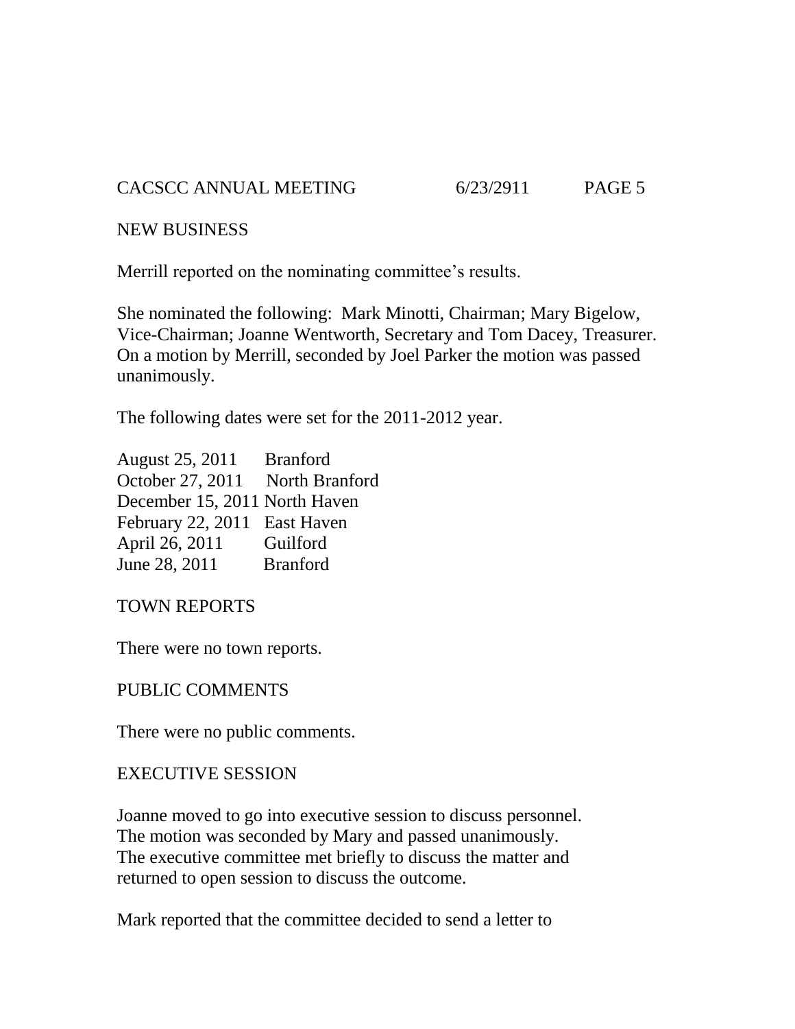NEW BUSINESS

Merrill reported on the nominating committee's results.

She nominated the following: Mark Minotti, Chairman; Mary Bigelow, Vice-Chairman; Joanne Wentworth, Secretary and Tom Dacey, Treasurer. On a motion by Merrill, seconded by Joel Parker the motion was passed unanimously.

The following dates were set for the 2011-2012 year.

August 25, 2011 Branford
October 27, 2011 North Branford
December 15, 2011 North Haven
February 22, 2011 East Haven
April 26, 2011 Guilford
June 28, 2011 Branford

TOWN REPORTS

There were no town reports.

PUBLIC COMMENTS

There were no public comments.

EXECUTIVE SESSION

Joanne moved to go into executive session to discuss personnel. The motion was seconded by Mary and passed unanimously. The executive committee met briefly to discuss the matter and returned to open session to discuss the outcome.

Mark reported that the committee decided to send a letter to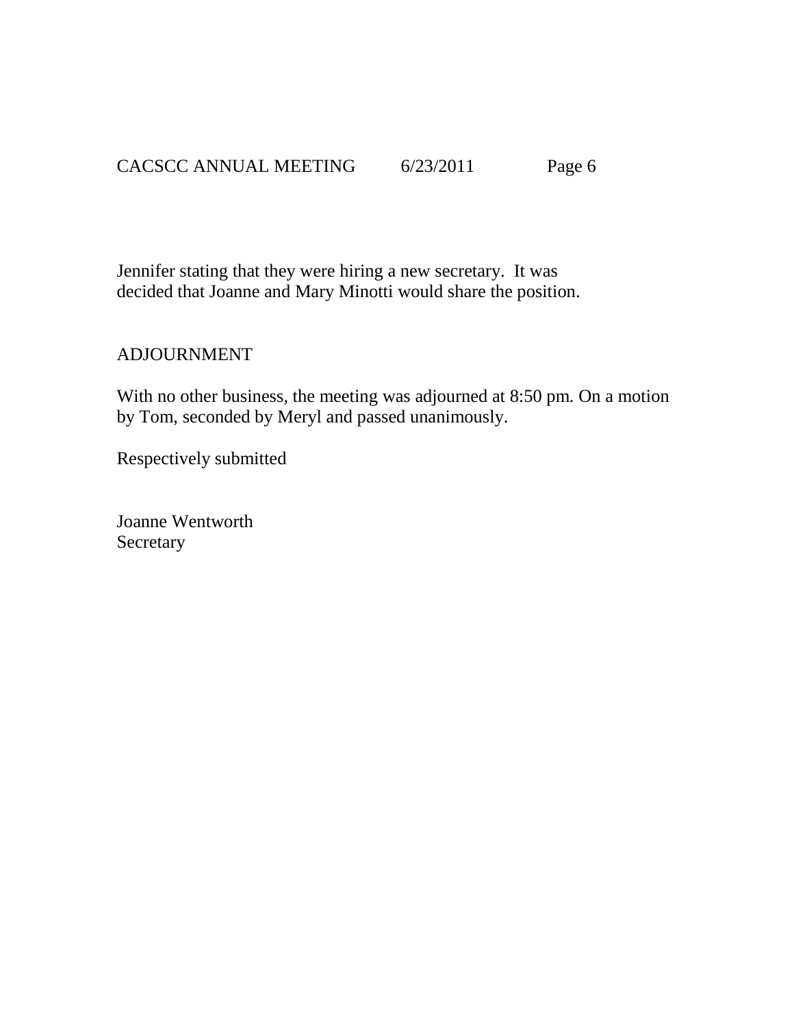Jennifer stating that they were hiring a new secretary. It was decided that Joanne and Mary Minotti would share the position.

## ADJOURNMENT

With no other business, the meeting was adjourned at 8:50 pm. On a motion by Tom, seconded by Meryl and passed unanimously.

Respectively submitted

Joanne Wentworth
Secretary